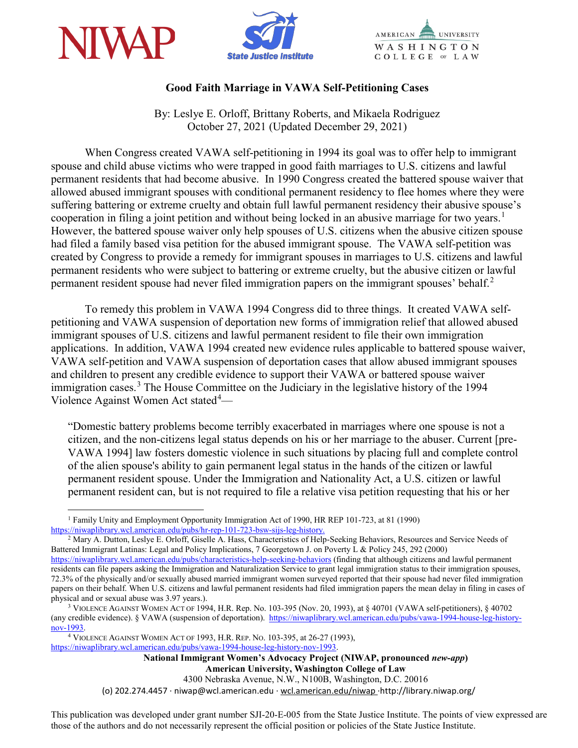# Good Faith Marriage in VAWA Self-Petitioning Cases

By: Leslye E. Orloff, Brittany Roberts, and Mikaela Rodriguez
October 27, 2021 (Updated December 29, 2021)

When Congress created VAWA self-petitioning in 1994 its goal was to offer help to immigrant spouse and child abuse victims who were trapped in good faith marriages to U.S. citizens and lawful permanent residents that had become abusive. In 1990 Congress created the battered spouse waiver that allowed abused immigrant spouses with conditional permanent residency to flee homes where they were suffering battering or extreme cruelty and obtain full lawful permanent residency their abusive spouse's cooperation in filing a joint petition and without being locked in an abusive marriage for two years.[1] However, the battered spouse waiver only help spouses of U.S. citizens when the abusive citizen spouse had filed a family based visa petition for the abused immigrant spouse. The VAWA self-petition was created by Congress to provide a remedy for immigrant spouses in marriages to U.S. citizens and lawful permanent residents who were subject to battering or extreme cruelty, but the abusive citizen or lawful permanent resident spouse had never filed immigration papers on the immigrant spouses' behalf.[2]

To remedy this problem in VAWA 1994 Congress did to three things. It created VAWA self-petitioning and VAWA suspension of deportation new forms of immigration relief that allowed abused immigrant spouses of U.S. citizens and lawful permanent resident to file their own immigration applications. In addition, VAWA 1994 created new evidence rules applicable to battered spouse waiver, VAWA self-petition and VAWA suspension of deportation cases that allow abused immigrant spouses and children to present any credible evidence to support their VAWA or battered spouse waiver immigration cases.[3] The House Committee on the Judiciary in the legislative history of the 1994 Violence Against Women Act stated[4]—

> "Domestic battery problems become terribly exacerbated in marriages where one spouse is not a citizen, and the non-citizens legal status depends on his or her marriage to the abuser. Current [pre-VAWA 1994] law fosters domestic violence in such situations by placing full and complete control of the alien spouse's ability to gain permanent legal status in the hands of the citizen or lawful permanent resident spouse. Under the Immigration and Nationality Act, a U.S. citizen or lawful permanent resident can, but is not required to file a relative visa petition requesting that his or her

---

[1] Family Unity and Employment Opportunity Immigration Act of 1990, HR REP 101-723, at 81 (1990) https://niwaplibrary.wcl.american.edu/pubs/hr-rep-101-723-bsw-sijs-leg-history.

[2] Mary A. Dutton, Leslye E. Orloff, Giselle A. Hass, Characteristics of Help-Seeking Behaviors, Resources and Service Needs of Battered Immigrant Latinas: Legal and Policy Implications, 7 Georgetown J. on Poverty L & Policy 245, 292 (2000) https://niwaplibrary.wcl.american.edu/pubs/characteristics-help-seeking-behaviors (finding that although citizens and lawful permanent residents can file papers asking the Immigration and Naturalization Service to grant legal immigration status to their immigration spouses, 72.3% of the physically and/or sexually abused married immigrant women surveyed reported that their spouse had never filed immigration papers on their behalf. When U.S. citizens and lawful permanent residents had filed immigration papers the mean delay in filing in cases of physical and or sexual abuse was 3.97 years.).

[3] VIOLENCE AGAINST WOMEN ACT OF 1994, H.R. Rep. No. 103-395 (Nov. 20, 1993), at § 40701 (VAWA self-petitioners), § 40702 (any credible evidence). § VAWA (suspension of deportation). https://niwaplibrary.wcl.american.edu/pubs/vawa-1994-house-leg-history-nov-1993.

[4] VIOLENCE AGAINST WOMEN ACT OF 1993, H.R. REP. NO. 103-395, at 26-27 (1993), https://niwaplibrary.wcl.american.edu/pubs/vawa-1994-house-leg-history-nov-1993.

**National Immigrant Women's Advocacy Project (NIWAP, pronounced *new-app*)**
**American University, Washington College of Law**
4300 Nebraska Avenue, N.W., N100B, Washington, D.C. 20016
(o) 202.274.4457 · niwap@wcl.american.edu · wcl.american.edu/niwap ·http://library.niwap.org/

This publication was developed under grant number SJI-20-E-005 from the State Justice Institute. The points of view expressed are those of the authors and do not necessarily represent the official position or policies of the State Justice Institute.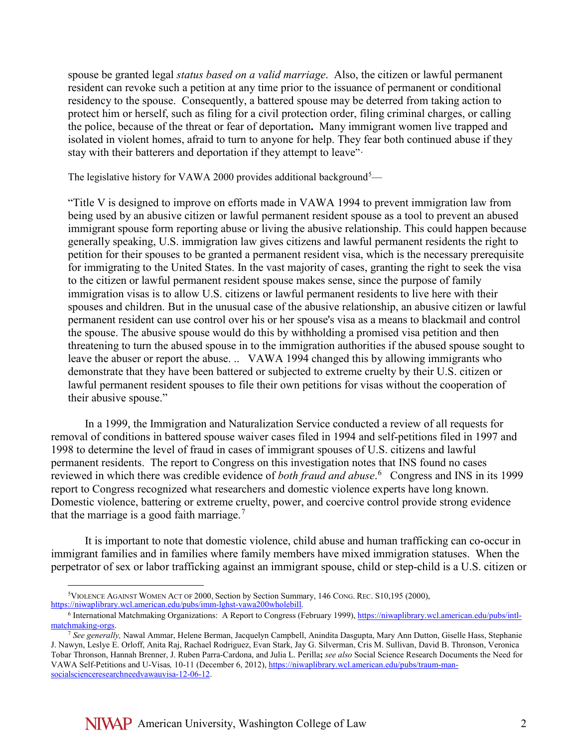spouse be granted legal *status based on a valid marriage*. Also, the citizen or lawful permanent resident can revoke such a petition at any time prior to the issuance of permanent or conditional residency to the spouse. Consequently, a battered spouse may be deterred from taking action to protect him or herself, such as filing for a civil protection order, filing criminal charges, or calling the police, because of the threat or fear of deportation**.** Many immigrant women live trapped and isolated in violent homes, afraid to turn to anyone for help. They fear both continued abuse if they stay with their batterers and deportation if they attempt to leave".

The legislative history for VAWA 2000 provides additional background[5]—

"Title V is designed to improve on efforts made in VAWA 1994 to prevent immigration law from being used by an abusive citizen or lawful permanent resident spouse as a tool to prevent an abused immigrant spouse form reporting abuse or living the abusive relationship. This could happen because generally speaking, U.S. immigration law gives citizens and lawful permanent residents the right to petition for their spouses to be granted a permanent resident visa, which is the necessary prerequisite for immigrating to the United States. In the vast majority of cases, granting the right to seek the visa to the citizen or lawful permanent resident spouse makes sense, since the purpose of family immigration visas is to allow U.S. citizens or lawful permanent residents to live here with their spouses and children. But in the unusual case of the abusive relationship, an abusive citizen or lawful permanent resident can use control over his or her spouse's visa as a means to blackmail and control the spouse. The abusive spouse would do this by withholding a promised visa petition and then threatening to turn the abused spouse in to the immigration authorities if the abused spouse sought to leave the abuser or report the abuse. .. VAWA 1994 changed this by allowing immigrants who demonstrate that they have been battered or subjected to extreme cruelty by their U.S. citizen or lawful permanent resident spouses to file their own petitions for visas without the cooperation of their abusive spouse."

In a 1999, the Immigration and Naturalization Service conducted a review of all requests for removal of conditions in battered spouse waiver cases filed in 1994 and self-petitions filed in 1997 and 1998 to determine the level of fraud in cases of immigrant spouses of U.S. citizens and lawful permanent residents. The report to Congress on this investigation notes that INS found no cases reviewed in which there was credible evidence of *both fraud and abuse*.[6] Congress and INS in its 1999 report to Congress recognized what researchers and domestic violence experts have long known. Domestic violence, battering or extreme cruelty, power, and coercive control provide strong evidence that the marriage is a good faith marriage.[7]

It is important to note that domestic violence, child abuse and human trafficking can co-occur in immigrant families and in families where family members have mixed immigration statuses. When the perpetrator of sex or labor trafficking against an immigrant spouse, child or step-child is a U.S. citizen or

---

[5] VIOLENCE AGAINST WOMEN ACT OF 2000, Section by Section Summary, 146 CONG. REC. S10,195 (2000), https://niwaplibrary.wcl.american.edu/pubs/imm-lghst-vawa200wholebill.

[6] International Matchmaking Organizations: A Report to Congress (February 1999), https://niwaplibrary.wcl.american.edu/pubs/intl-matchmaking-orgs.

[7] *See generally,* Nawal Ammar, Helene Berman, Jacquelyn Campbell, Anindita Dasgupta, Mary Ann Dutton, Giselle Hass, Stephanie J. Nawyn, Leslye E. Orloff, Anita Raj, Rachael Rodriguez, Evan Stark, Jay G. Silverman, Cris M. Sullivan, David B. Thronson, Veronica Tobar Thronson, Hannah Brenner, J. Ruben Parra-Cardona, and Julia L. Perilla**;** *see also* Social Science Research Documents the Need for VAWA Self-Petitions and U-Visas*,* 10-11 (December 6, 2012), https://niwaplibrary.wcl.american.edu/pubs/traum-man-socialscienceresearchneedvawauvisa-12-06-12.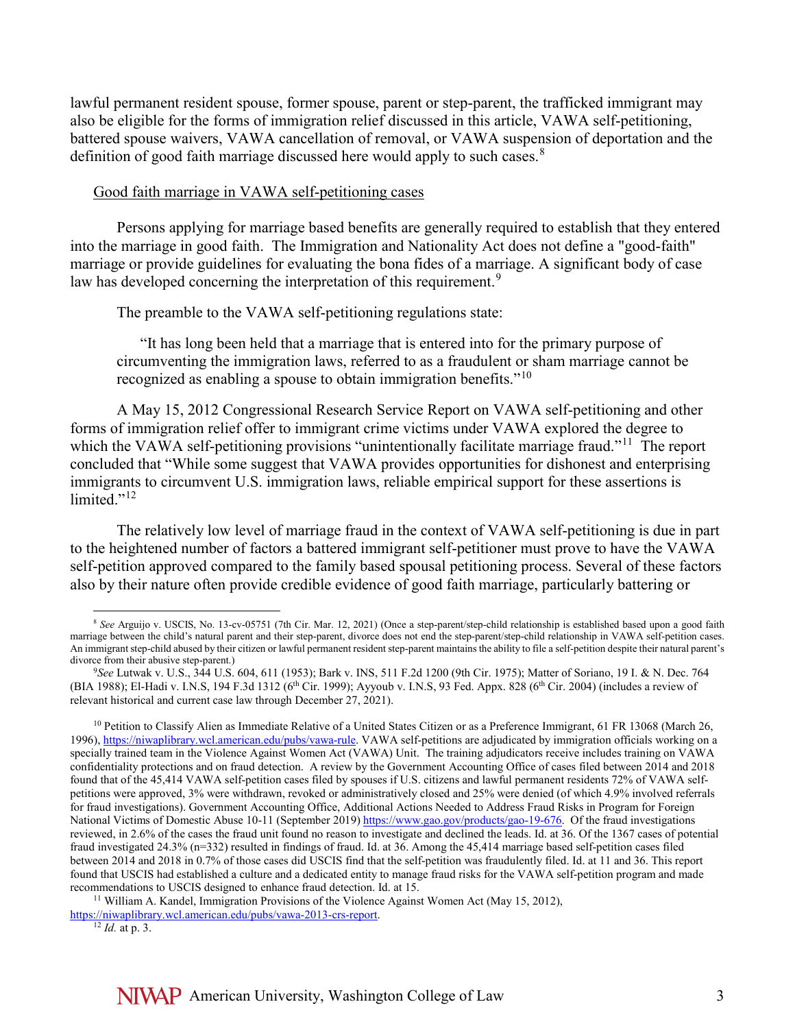lawful permanent resident spouse, former spouse, parent or step-parent, the trafficked immigrant may also be eligible for the forms of immigration relief discussed in this article, VAWA self-petitioning, battered spouse waivers, VAWA cancellation of removal, or VAWA suspension of deportation and the definition of good faith marriage discussed here would apply to such cases.[8]

Good faith marriage in VAWA self-petitioning cases

Persons applying for marriage based benefits are generally required to establish that they entered into the marriage in good faith. The Immigration and Nationality Act does not define a "good-faith" marriage or provide guidelines for evaluating the bona fides of a marriage. A significant body of case law has developed concerning the interpretation of this requirement.[9]

The preamble to the VAWA self-petitioning regulations state:

> "It has long been held that a marriage that is entered into for the primary purpose of circumventing the immigration laws, referred to as a fraudulent or sham marriage cannot be recognized as enabling a spouse to obtain immigration benefits."[10]

A May 15, 2012 Congressional Research Service Report on VAWA self-petitioning and other forms of immigration relief offer to immigrant crime victims under VAWA explored the degree to which the VAWA self-petitioning provisions "unintentionally facilitate marriage fraud."[11] The report concluded that "While some suggest that VAWA provides opportunities for dishonest and enterprising immigrants to circumvent U.S. immigration laws, reliable empirical support for these assertions is limited."[12]

The relatively low level of marriage fraud in the context of VAWA self-petitioning is due in part to the heightened number of factors a battered immigrant self-petitioner must prove to have the VAWA self-petition approved compared to the family based spousal petitioning process. Several of these factors also by their nature often provide credible evidence of good faith marriage, particularly battering or

---

[8] *See* Arguijo v. USCIS, No. 13-cv-05751 (7th Cir. Mar. 12, 2021) (Once a step-parent/step-child relationship is established based upon a good faith marriage between the child's natural parent and their step-parent, divorce does not end the step-parent/step-child relationship in VAWA self-petition cases. An immigrant step-child abused by their citizen or lawful permanent resident step-parent maintains the ability to file a self-petition despite their natural parent's divorce from their abusive step-parent.)

[9] *See* Lutwak v. U.S., 344 U.S. 604, 611 (1953); Bark v. INS, 511 F.2d 1200 (9th Cir. 1975); Matter of Soriano, 19 I. & N. Dec. 764 (BIA 1988); El-Hadi v. I.N.S, 194 F.3d 1312 (6th Cir. 1999); Ayyoub v. I.N.S, 93 Fed. Appx. 828 (6th Cir. 2004) (includes a review of relevant historical and current case law through December 27, 2021).

[10] Petition to Classify Alien as Immediate Relative of a United States Citizen or as a Preference Immigrant, 61 FR 13068 (March 26, 1996), https://niwaplibrary.wcl.american.edu/pubs/vawa-rule. VAWA self-petitions are adjudicated by immigration officials working on a specially trained team in the Violence Against Women Act (VAWA) Unit. The training adjudicators receive includes training on VAWA confidentiality protections and on fraud detection. A review by the Government Accounting Office of cases filed between 2014 and 2018 found that of the 45,414 VAWA self-petition cases filed by spouses if U.S. citizens and lawful permanent residents 72% of VAWA self-petitions were approved, 3% were withdrawn, revoked or administratively closed and 25% were denied (of which 4.9% involved referrals for fraud investigations). Government Accounting Office, Additional Actions Needed to Address Fraud Risks in Program for Foreign National Victims of Domestic Abuse 10-11 (September 2019) https://www.gao.gov/products/gao-19-676. Of the fraud investigations reviewed, in 2.6% of the cases the fraud unit found no reason to investigate and declined the leads. Id. at 36. Of the 1367 cases of potential fraud investigated 24.3% (n=332) resulted in findings of fraud. Id. at 36. Among the 45,414 marriage based self-petition cases filed between 2014 and 2018 in 0.7% of those cases did USCIS find that the self-petition was fraudulently filed. Id. at 11 and 36. This report found that USCIS had established a culture and a dedicated entity to manage fraud risks for the VAWA self-petition program and made recommendations to USCIS designed to enhance fraud detection. Id. at 15.

[11] William A. Kandel, Immigration Provisions of the Violence Against Women Act (May 15, 2012), https://niwaplibrary.wcl.american.edu/pubs/vawa-2013-crs-report.

[12] *Id.* at p. 3.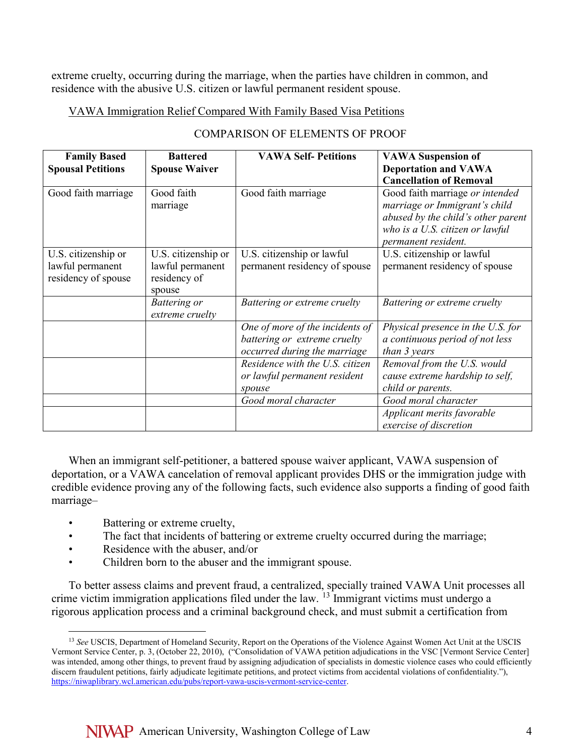extreme cruelty, occurring during the marriage, when the parties have children in common, and residence with the abusive U.S. citizen or lawful permanent resident spouse.

VAWA Immigration Relief Compared With Family Based Visa Petitions

COMPARISON OF ELEMENTS OF PROOF

| **Family Based Spousal Petitions** | **Battered Spouse Waiver** | **VAWA Self- Petitions** | **VAWA Suspension of Deportation and VAWA Cancellation of Removal** |
|---|---|---|---|
| Good faith marriage | Good faith marriage | Good faith marriage | Good faith marriage *or intended marriage or Immigrant's child abused by the child's other parent who is a U.S. citizen or lawful permanent resident.* |
| U.S. citizenship or lawful permanent residency of spouse | U.S. citizenship or lawful permanent residency of spouse | U.S. citizenship or lawful permanent residency of spouse | U.S. citizenship or lawful permanent residency of spouse |
| | *Battering or extreme cruelty* | *Battering or extreme cruelty* | *Battering or extreme cruelty* |
| | | *One of more of the incidents of battering or extreme cruelty occurred during the marriage* | *Physical presence in the U.S. for a continuous period of not less than 3 years* |
| | | *Residence with the U.S. citizen or lawful permanent resident spouse* | *Removal from the U.S. would cause extreme hardship to self, child or parents.* |
| | | *Good moral character* | *Good moral character* |
| | | | *Applicant merits favorable exercise of discretion* |

When an immigrant self-petitioner, a battered spouse waiver applicant, VAWA suspension of deportation, or a VAWA cancelation of removal applicant provides DHS or the immigration judge with credible evidence proving any of the following facts, such evidence also supports a finding of good faith marriage–

- Battering or extreme cruelty,
- The fact that incidents of battering or extreme cruelty occurred during the marriage;
- Residence with the abuser, and/or
- Children born to the abuser and the immigrant spouse.

To better assess claims and prevent fraud, a centralized, specially trained VAWA Unit processes all crime victim immigration applications filed under the law. [13] Immigrant victims must undergo a rigorous application process and a criminal background check, and must submit a certification from

[13] *See* USCIS, Department of Homeland Security, Report on the Operations of the Violence Against Women Act Unit at the USCIS Vermont Service Center, p. 3, (October 22, 2010), ("Consolidation of VAWA petition adjudications in the VSC [Vermont Service Center] was intended, among other things, to prevent fraud by assigning adjudication of specialists in domestic violence cases who could efficiently discern fraudulent petitions, fairly adjudicate legitimate petitions, and protect victims from accidental violations of confidentiality."), https://niwaplibrary.wcl.american.edu/pubs/report-vawa-uscis-vermont-service-center.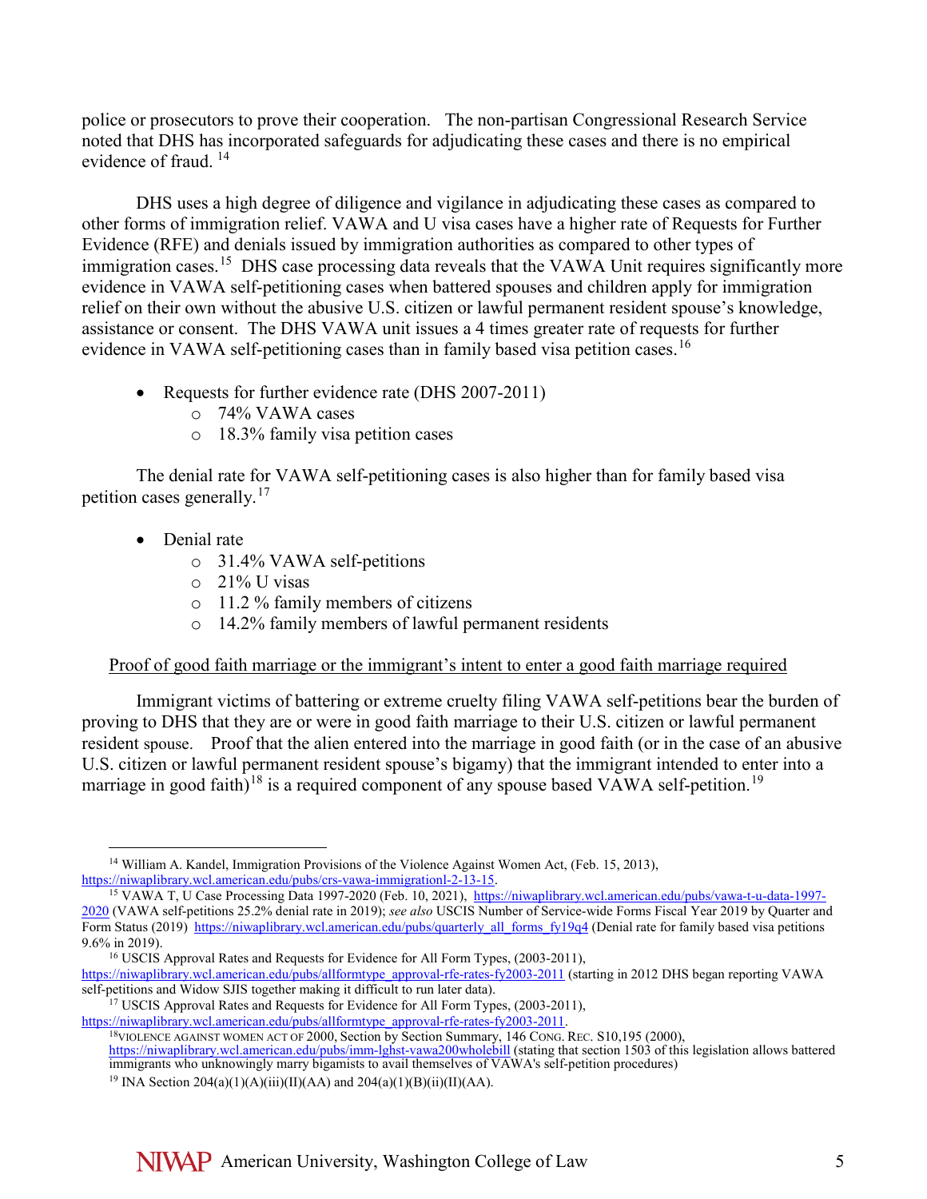police or prosecutors to prove their cooperation. The non-partisan Congressional Research Service noted that DHS has incorporated safeguards for adjudicating these cases and there is no empirical evidence of fraud. [14]

DHS uses a high degree of diligence and vigilance in adjudicating these cases as compared to other forms of immigration relief. VAWA and U visa cases have a higher rate of Requests for Further Evidence (RFE) and denials issued by immigration authorities as compared to other types of immigration cases.[15] DHS case processing data reveals that the VAWA Unit requires significantly more evidence in VAWA self-petitioning cases when battered spouses and children apply for immigration relief on their own without the abusive U.S. citizen or lawful permanent resident spouse's knowledge, assistance or consent. The DHS VAWA unit issues a 4 times greater rate of requests for further evidence in VAWA self-petitioning cases than in family based visa petition cases.[16]

- Requests for further evidence rate (DHS 2007-2011)
  - 74% VAWA cases
  - 18.3% family visa petition cases

The denial rate for VAWA self-petitioning cases is also higher than for family based visa petition cases generally.[17]

- Denial rate
  - 31.4% VAWA self-petitions
  - 21% U visas
  - 11.2 % family members of citizens
  - 14.2% family members of lawful permanent residents

<u>Proof of good faith marriage or the immigrant's intent to enter a good faith marriage required</u>

Immigrant victims of battering or extreme cruelty filing VAWA self-petitions bear the burden of proving to DHS that they are or were in good faith marriage to their U.S. citizen or lawful permanent resident spouse. Proof that the alien entered into the marriage in good faith (or in the case of an abusive U.S. citizen or lawful permanent resident spouse's bigamy) that the immigrant intended to enter into a marriage in good faith)[18] is a required component of any spouse based VAWA self-petition.[19]

---

[14] William A. Kandel, Immigration Provisions of the Violence Against Women Act, (Feb. 15, 2013), https://niwaplibrary.wcl.american.edu/pubs/crs-vawa-immigrationl-2-13-15.

[15] VAWA T, U Case Processing Data 1997-2020 (Feb. 10, 2021), https://niwaplibrary.wcl.american.edu/pubs/vawa-t-u-data-1997-2020 (VAWA self-petitions 25.2% denial rate in 2019); *see also* USCIS Number of Service-wide Forms Fiscal Year 2019 by Quarter and Form Status (2019) https://niwaplibrary.wcl.american.edu/pubs/quarterly_all_forms_fy19q4 (Denial rate for family based visa petitions 9.6% in 2019).

[16] USCIS Approval Rates and Requests for Evidence for All Form Types, (2003-2011), https://niwaplibrary.wcl.american.edu/pubs/allformtype_approval-rfe-rates-fy2003-2011 (starting in 2012 DHS began reporting VAWA self-petitions and Widow SJIS together making it difficult to run later data).

[17] USCIS Approval Rates and Requests for Evidence for All Form Types, (2003-2011), https://niwaplibrary.wcl.american.edu/pubs/allformtype_approval-rfe-rates-fy2003-2011.

[18] VIOLENCE AGAINST WOMEN ACT OF 2000, Section by Section Summary, 146 CONG. REC. S10,195 (2000), https://niwaplibrary.wcl.american.edu/pubs/imm-lghst-vawa200wholebill (stating that section 1503 of this legislation allows battered immigrants who unknowingly marry bigamists to avail themselves of VAWA's self-petition procedures)

[19] INA Section 204(a)(1)(A)(iii)(II)(AA) and 204(a)(1)(B)(ii)(II)(AA).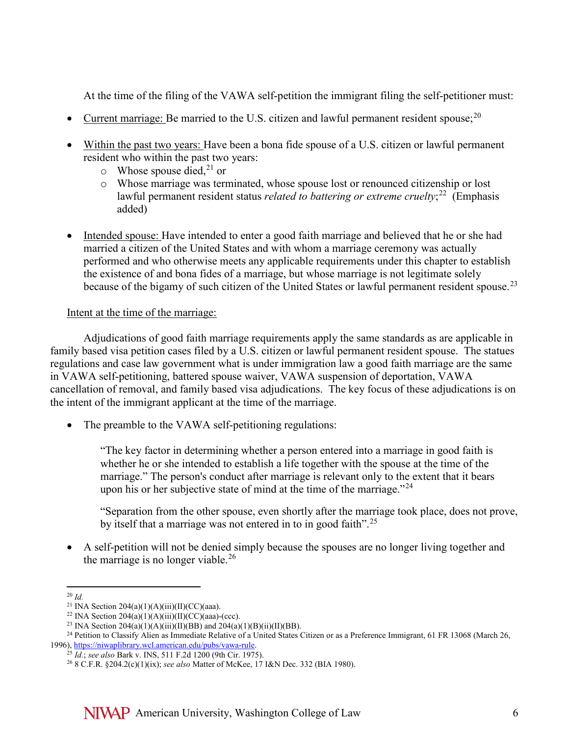At the time of the filing of the VAWA self-petition the immigrant filing the self-petitioner must:

- Current marriage: Be married to the U.S. citizen and lawful permanent resident spouse;[20]
- Within the past two years: Have been a bona fide spouse of a U.S. citizen or lawful permanent resident who within the past two years:
  - Whose spouse died,[21] or
  - Whose marriage was terminated, whose spouse lost or renounced citizenship or lost lawful permanent resident status *related to battering or extreme cruelty*;[22] (Emphasis added)
- Intended spouse: Have intended to enter a good faith marriage and believed that he or she had married a citizen of the United States and with whom a marriage ceremony was actually performed and who otherwise meets any applicable requirements under this chapter to establish the existence of and bona fides of a marriage, but whose marriage is not legitimate solely because of the bigamy of such citizen of the United States or lawful permanent resident spouse.[23]

Intent at the time of the marriage:

Adjudications of good faith marriage requirements apply the same standards as are applicable in family based visa petition cases filed by a U.S. citizen or lawful permanent resident spouse. The statues regulations and case law government what is under immigration law a good faith marriage are the same in VAWA self-petitioning, battered spouse waiver, VAWA suspension of deportation, VAWA cancellation of removal, and family based visa adjudications. The key focus of these adjudications is on the intent of the immigrant applicant at the time of the marriage.

- The preamble to the VAWA self-petitioning regulations:

  > "The key factor in determining whether a person entered into a marriage in good faith is whether he or she intended to establish a life together with the spouse at the time of the marriage." The person's conduct after marriage is relevant only to the extent that it bears upon his or her subjective state of mind at the time of the marriage."[24]
  >
  > "Separation from the other spouse, even shortly after the marriage took place, does not prove, by itself that a marriage was not entered in to in good faith".[25]

- A self-petition will not be denied simply because the spouses are no longer living together and the marriage is no longer viable.[26]

---

[20] *Id.*

[21] INA Section 204(a)(1)(A)(iii)(II)(CC)(aaa).

[22] INA Section 204(a)(1)(A)(iii)(II)(CC)(aaa)-(ccc).

[23] INA Section 204(a)(1)(A)(iii)(II)(BB) and 204(a)(1)(B)(ii)(II)(BB).

[24] Petition to Classify Alien as Immediate Relative of a United States Citizen or as a Preference Immigrant, 61 FR 13068 (March 26, 1996), https://niwaplibrary.wcl.american.edu/pubs/vawa-rule.

[25] *Id.*; *see also* Bark v. INS, 511 F.2d 1200 (9th Cir. 1975).

[26] 8 C.F.R. §204.2(c)(1)(ix); *see also* Matter of McKee, 17 I&N Dec. 332 (BIA 1980).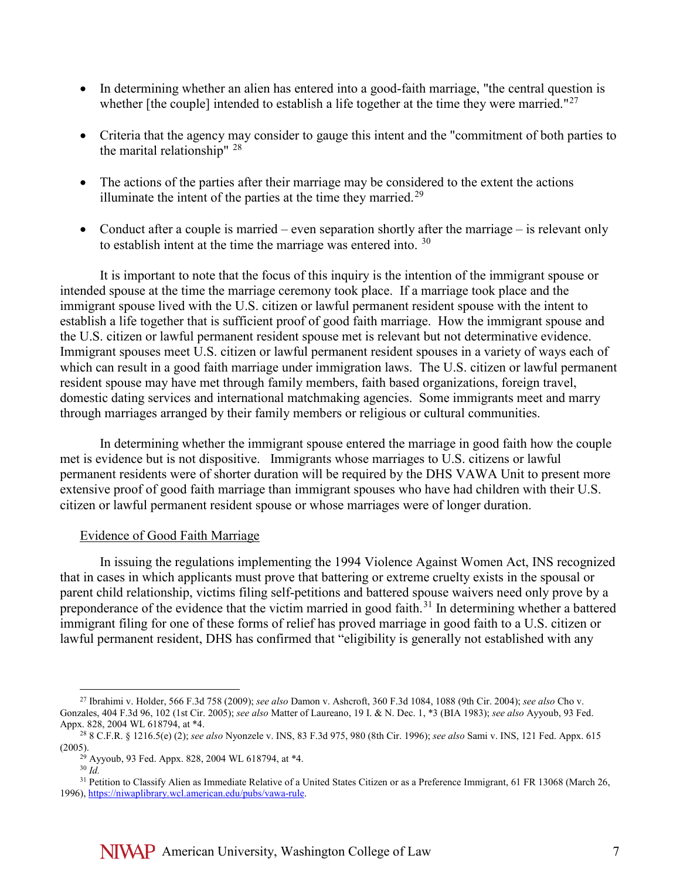- In determining whether an alien has entered into a good-faith marriage, "the central question is whether [the couple] intended to establish a life together at the time they were married."[27]

- Criteria that the agency may consider to gauge this intent and the "commitment of both parties to the marital relationship" [28]

- The actions of the parties after their marriage may be considered to the extent the actions illuminate the intent of the parties at the time they married.[29]

- Conduct after a couple is married – even separation shortly after the marriage – is relevant only to establish intent at the time the marriage was entered into. [30]

It is important to note that the focus of this inquiry is the intention of the immigrant spouse or intended spouse at the time the marriage ceremony took place. If a marriage took place and the immigrant spouse lived with the U.S. citizen or lawful permanent resident spouse with the intent to establish a life together that is sufficient proof of good faith marriage. How the immigrant spouse and the U.S. citizen or lawful permanent resident spouse met is relevant but not determinative evidence. Immigrant spouses meet U.S. citizen or lawful permanent resident spouses in a variety of ways each of which can result in a good faith marriage under immigration laws. The U.S. citizen or lawful permanent resident spouse may have met through family members, faith based organizations, foreign travel, domestic dating services and international matchmaking agencies. Some immigrants meet and marry through marriages arranged by their family members or religious or cultural communities.

In determining whether the immigrant spouse entered the marriage in good faith how the couple met is evidence but is not dispositive. Immigrants whose marriages to U.S. citizens or lawful permanent residents were of shorter duration will be required by the DHS VAWA Unit to present more extensive proof of good faith marriage than immigrant spouses who have had children with their U.S. citizen or lawful permanent resident spouse or whose marriages were of longer duration.

<u>Evidence of Good Faith Marriage</u>

In issuing the regulations implementing the 1994 Violence Against Women Act, INS recognized that in cases in which applicants must prove that battering or extreme cruelty exists in the spousal or parent child relationship, victims filing self-petitions and battered spouse waivers need only prove by a preponderance of the evidence that the victim married in good faith.[31] In determining whether a battered immigrant filing for one of these forms of relief has proved marriage in good faith to a U.S. citizen or lawful permanent resident, DHS has confirmed that "eligibility is generally not established with any

---

[27] Ibrahimi v. Holder, 566 F.3d 758 (2009); *see also* Damon v. Ashcroft, 360 F.3d 1084, 1088 (9th Cir. 2004); *see also* Cho v. Gonzales, 404 F.3d 96, 102 (1st Cir. 2005); *see also* Matter of Laureano, 19 I. & N. Dec. 1, *3 (BIA 1983); *see also* Ayyoub, 93 Fed. Appx. 828, 2004 WL 618794, at *4.

[28] 8 C.F.R. § 1216.5(e) (2); *see also* Nyonzele v. INS, 83 F.3d 975, 980 (8th Cir. 1996); *see also* Sami v. INS, 121 Fed. Appx. 615 (2005).

[29] Ayyoub, 93 Fed. Appx. 828, 2004 WL 618794, at *4.

[30] *Id.*

[31] Petition to Classify Alien as Immediate Relative of a United States Citizen or as a Preference Immigrant, 61 FR 13068 (March 26, 1996), https://niwaplibrary.wcl.american.edu/pubs/vawa-rule.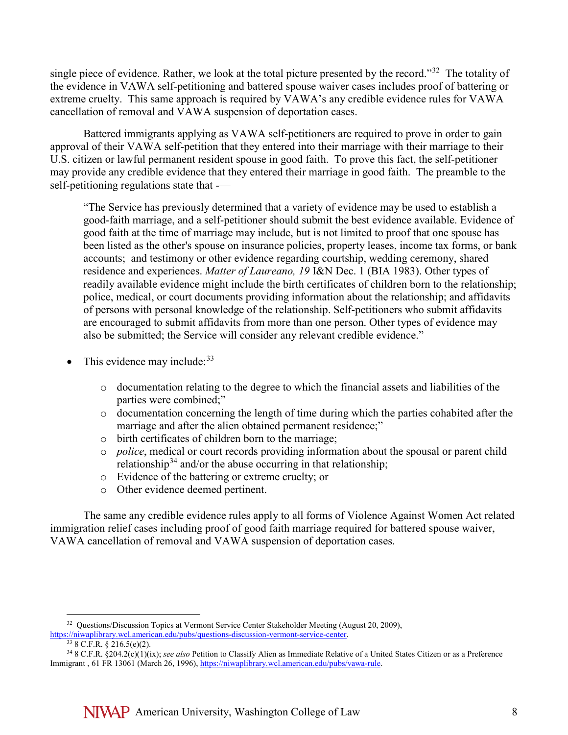single piece of evidence. Rather, we look at the total picture presented by the record."[32] The totality of the evidence in VAWA self-petitioning and battered spouse waiver cases includes proof of battering or extreme cruelty. This same approach is required by VAWA's any credible evidence rules for VAWA cancellation of removal and VAWA suspension of deportation cases.

Battered immigrants applying as VAWA self-petitioners are required to prove in order to gain approval of their VAWA self-petition that they entered into their marriage with their marriage to their U.S. citizen or lawful permanent resident spouse in good faith. To prove this fact, the self-petitioner may provide any credible evidence that they entered their marriage in good faith. The preamble to the self-petitioning regulations state that -—

> "The Service has previously determined that a variety of evidence may be used to establish a good-faith marriage, and a self-petitioner should submit the best evidence available. Evidence of good faith at the time of marriage may include, but is not limited to proof that one spouse has been listed as the other's spouse on insurance policies, property leases, income tax forms, or bank accounts; and testimony or other evidence regarding courtship, wedding ceremony, shared residence and experiences. *Matter of Laureano, 19* I&N Dec. 1 (BIA 1983). Other types of readily available evidence might include the birth certificates of children born to the relationship; police, medical, or court documents providing information about the relationship; and affidavits of persons with personal knowledge of the relationship. Self-petitioners who submit affidavits are encouraged to submit affidavits from more than one person. Other types of evidence may also be submitted; the Service will consider any relevant credible evidence."

- This evidence may include:[33]
  - documentation relating to the degree to which the financial assets and liabilities of the parties were combined;"
  - documentation concerning the length of time during which the parties cohabited after the marriage and after the alien obtained permanent residence;"
  - birth certificates of children born to the marriage;
  - *police*, medical or court records providing information about the spousal or parent child relationship[34] and/or the abuse occurring in that relationship;
  - Evidence of the battering or extreme cruelty; or
  - Other evidence deemed pertinent.

The same any credible evidence rules apply to all forms of Violence Against Women Act related immigration relief cases including proof of good faith marriage required for battered spouse waiver, VAWA cancellation of removal and VAWA suspension of deportation cases.

---

[32] Questions/Discussion Topics at Vermont Service Center Stakeholder Meeting (August 20, 2009), https://niwaplibrary.wcl.american.edu/pubs/questions-discussion-vermont-service-center.

[33] 8 C.F.R. § 216.5(e)(2).

[34] 8 C.F.R. §204.2(c)(1)(ix); *see also* Petition to Classify Alien as Immediate Relative of a United States Citizen or as a Preference Immigrant , 61 FR 13061 (March 26, 1996), https://niwaplibrary.wcl.american.edu/pubs/vawa-rule.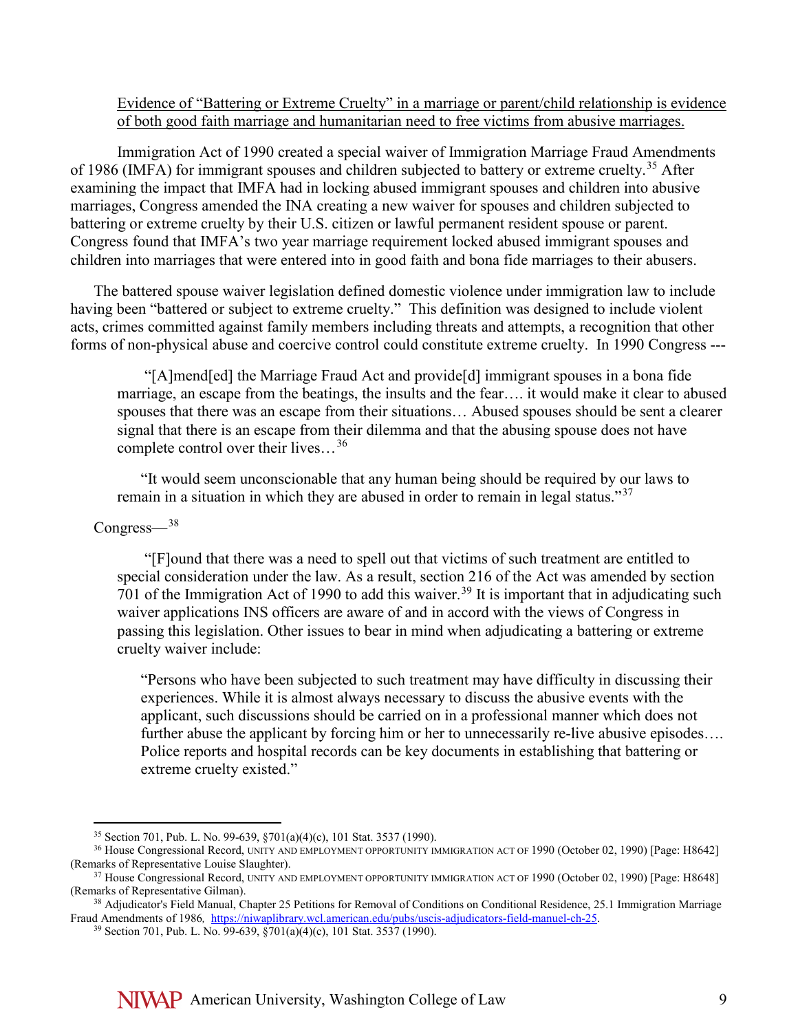<u>Evidence of "Battering or Extreme Cruelty" in a marriage or parent/child relationship is evidence of both good faith marriage and humanitarian need to free victims from abusive marriages.</u>

Immigration Act of 1990 created a special waiver of Immigration Marriage Fraud Amendments of 1986 (IMFA) for immigrant spouses and children subjected to battery or extreme cruelty.[35] After examining the impact that IMFA had in locking abused immigrant spouses and children into abusive marriages, Congress amended the INA creating a new waiver for spouses and children subjected to battering or extreme cruelty by their U.S. citizen or lawful permanent resident spouse or parent. Congress found that IMFA's two year marriage requirement locked abused immigrant spouses and children into marriages that were entered into in good faith and bona fide marriages to their abusers.

The battered spouse waiver legislation defined domestic violence under immigration law to include having been "battered or subject to extreme cruelty." This definition was designed to include violent acts, crimes committed against family members including threats and attempts, a recognition that other forms of non-physical abuse and coercive control could constitute extreme cruelty. In 1990 Congress ---

> "[A]mend[ed] the Marriage Fraud Act and provide[d] immigrant spouses in a bona fide marriage, an escape from the beatings, the insults and the fear…. it would make it clear to abused spouses that there was an escape from their situations… Abused spouses should be sent a clearer signal that there is an escape from their dilemma and that the abusing spouse does not have complete control over their lives…[36]
>
> "It would seem unconscionable that any human being should be required by our laws to remain in a situation in which they are abused in order to remain in legal status."[37]

Congress—[38]

> "[F]ound that there was a need to spell out that victims of such treatment are entitled to special consideration under the law. As a result, section 216 of the Act was amended by section 701 of the Immigration Act of 1990 to add this waiver.[39] It is important that in adjudicating such waiver applications INS officers are aware of and in accord with the views of Congress in passing this legislation. Other issues to bear in mind when adjudicating a battering or extreme cruelty waiver include:
>
> > "Persons who have been subjected to such treatment may have difficulty in discussing their experiences. While it is almost always necessary to discuss the abusive events with the applicant, such discussions should be carried on in a professional manner which does not further abuse the applicant by forcing him or her to unnecessarily re-live abusive episodes…. Police reports and hospital records can be key documents in establishing that battering or extreme cruelty existed."

---

[35] Section 701, Pub. L. No. 99-639, §701(a)(4)(c), 101 Stat. 3537 (1990).

[36] House Congressional Record, UNITY AND EMPLOYMENT OPPORTUNITY IMMIGRATION ACT OF 1990 (October 02, 1990) [Page: H8642] (Remarks of Representative Louise Slaughter).

[37] House Congressional Record, UNITY AND EMPLOYMENT OPPORTUNITY IMMIGRATION ACT OF 1990 (October 02, 1990) [Page: H8648] (Remarks of Representative Gilman).

[38] Adjudicator's Field Manual, Chapter 25 Petitions for Removal of Conditions on Conditional Residence, 25.1 Immigration Marriage Fraud Amendments of 1986, https://niwaplibrary.wcl.american.edu/pubs/uscis-adjudicators-field-manuel-ch-25.

[39] Section 701, Pub. L. No. 99-639, §701(a)(4)(c), 101 Stat. 3537 (1990).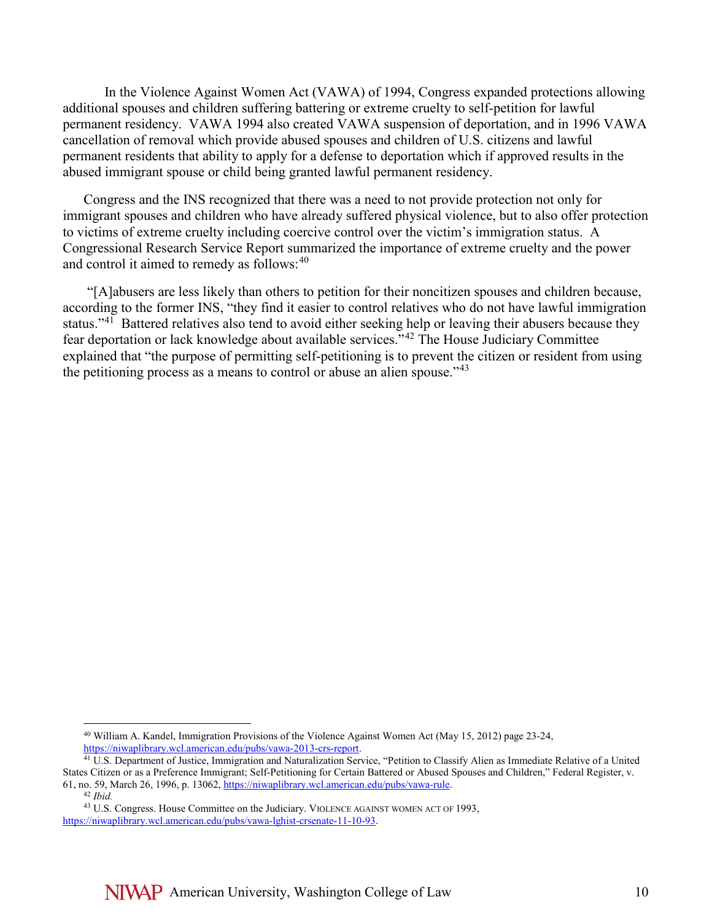In the Violence Against Women Act (VAWA) of 1994, Congress expanded protections allowing additional spouses and children suffering battering or extreme cruelty to self-petition for lawful permanent residency. VAWA 1994 also created VAWA suspension of deportation, and in 1996 VAWA cancellation of removal which provide abused spouses and children of U.S. citizens and lawful permanent residents that ability to apply for a defense to deportation which if approved results in the abused immigrant spouse or child being granted lawful permanent residency.

Congress and the INS recognized that there was a need to not provide protection not only for immigrant spouses and children who have already suffered physical violence, but to also offer protection to victims of extreme cruelty including coercive control over the victim's immigration status. A Congressional Research Service Report summarized the importance of extreme cruelty and the power and control it aimed to remedy as follows:[40]

"[A]abusers are less likely than others to petition for their noncitizen spouses and children because, according to the former INS, "they find it easier to control relatives who do not have lawful immigration status."[41] Battered relatives also tend to avoid either seeking help or leaving their abusers because they fear deportation or lack knowledge about available services."[42] The House Judiciary Committee explained that "the purpose of permitting self-petitioning is to prevent the citizen or resident from using the petitioning process as a means to control or abuse an alien spouse."[43]

---

[40] William A. Kandel, Immigration Provisions of the Violence Against Women Act (May 15, 2012) page 23-24, https://niwaplibrary.wcl.american.edu/pubs/vawa-2013-crs-report.

[41] U.S. Department of Justice, Immigration and Naturalization Service, "Petition to Classify Alien as Immediate Relative of a United States Citizen or as a Preference Immigrant; Self-Petitioning for Certain Battered or Abused Spouses and Children," Federal Register, v. 61, no. 59, March 26, 1996, p. 13062, https://niwaplibrary.wcl.american.edu/pubs/vawa-rule.

[42] *Ibid.*

[43] U.S. Congress. House Committee on the Judiciary. VIOLENCE AGAINST WOMEN ACT OF 1993, https://niwaplibrary.wcl.american.edu/pubs/vawa-lghist-crsenate-11-10-93.